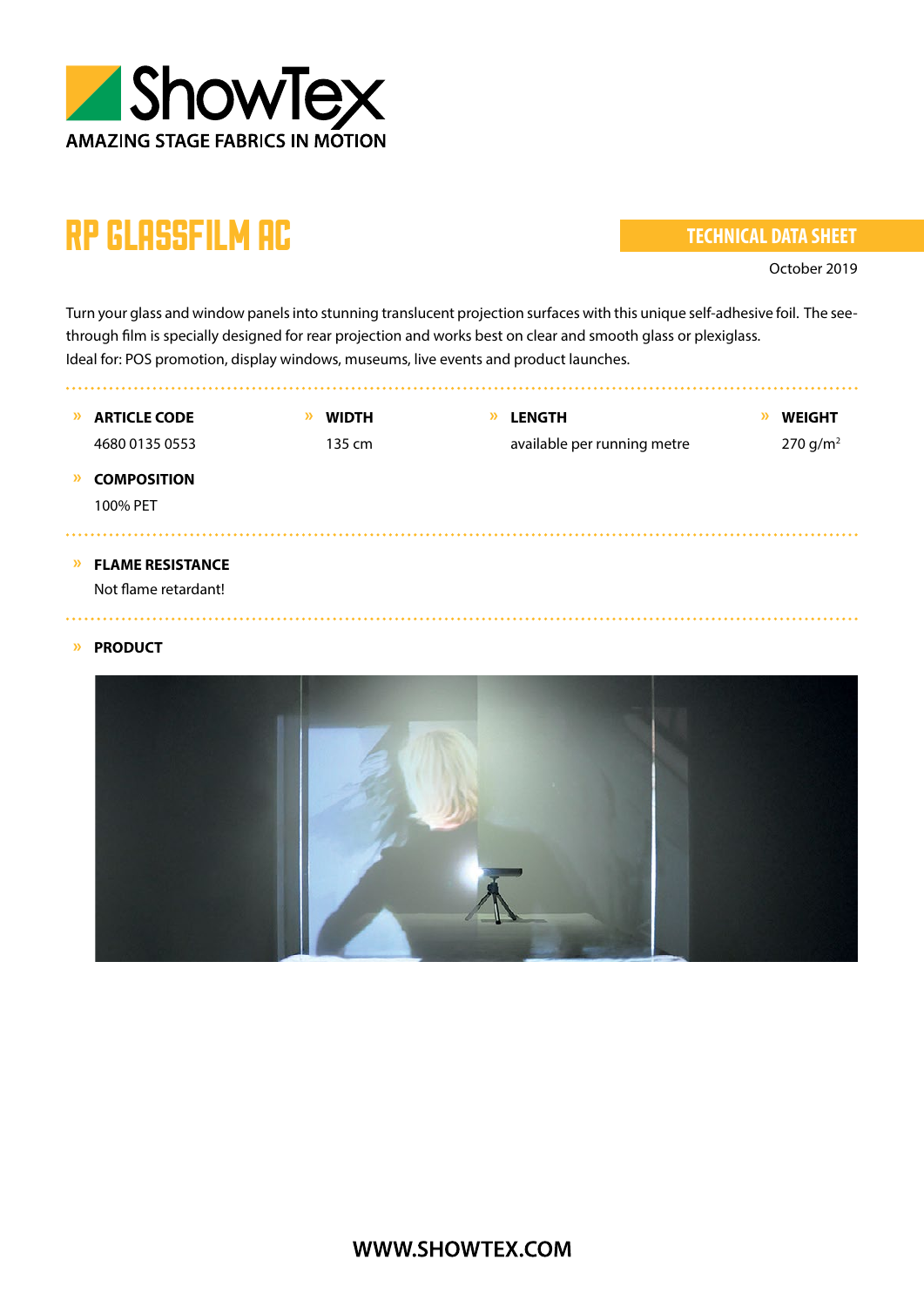ShowTex

AMAZING STAGE FABRICS IN MOTION

# RP GLASSFILM AC

**TECHNICAL DATA SHEET**

October 2019

Turn your glass and window panels into stunning translucent projection surfaces with this unique self-adhesive foil. The see-through film is specially designed for rear projection and works best on clear and smooth glass or plexiglass.
Ideal for: POS promotion, display windows, museums, live events and product launches.

**ARTICLE CODE**
4680 0135 0553

**WIDTH**
135 cm

**LENGTH**
available per running metre

**WEIGHT**
270 g/m²

**COMPOSITION**
100% PET

**FLAME RESISTANCE**
Not flame retardant!

**PRODUCT**

WWW.SHOWTEX.COM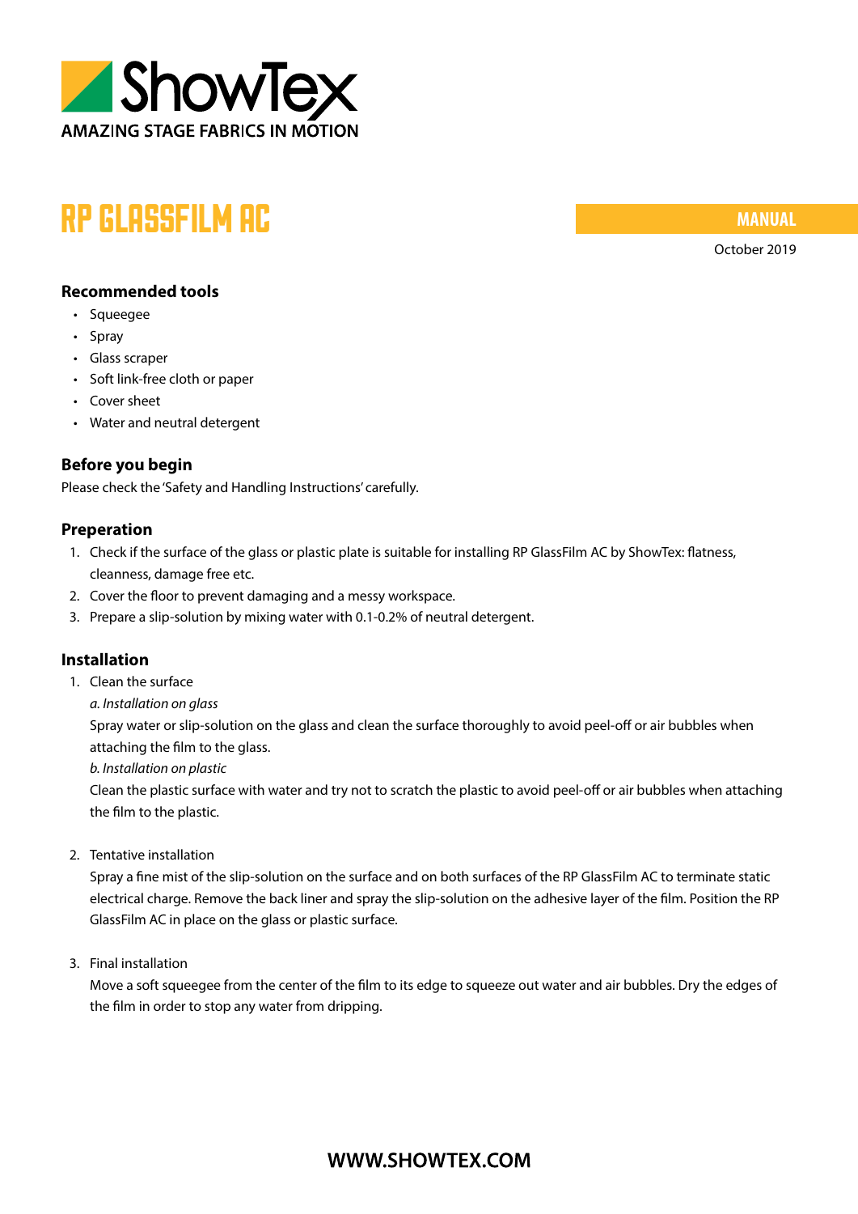ShowTex

AMAZING STAGE FABRICS IN MOTION

# RP GLASSFILM AC

**MANUAL**

October 2019

## Recommended tools

- Squeegee
- Spray
- Glass scraper
- Soft link-free cloth or paper
- Cover sheet
- Water and neutral detergent

## Before you begin

Please check the 'Safety and Handling Instructions' carefully.

## Preperation

1. Check if the surface of the glass or plastic plate is suitable for installing RP GlassFilm AC by ShowTex: flatness, cleanness, damage free etc.
2. Cover the floor to prevent damaging and a messy workspace.
3. Prepare a slip-solution by mixing water with 0.1-0.2% of neutral detergent.

## Installation

1. Clean the surface

   *a. Installation on glass*

   Spray water or slip-solution on the glass and clean the surface thoroughly to avoid peel-off or air bubbles when attaching the film to the glass.

   *b. Installation on plastic*

   Clean the plastic surface with water and try not to scratch the plastic to avoid peel-off or air bubbles when attaching the film to the plastic.

2. Tentative installation

   Spray a fine mist of the slip-solution on the surface and on both surfaces of the RP GlassFilm AC to terminate static electrical charge. Remove the back liner and spray the slip-solution on the adhesive layer of the film. Position the RP GlassFilm AC in place on the glass or plastic surface.

3. Final installation

   Move a soft squeegee from the center of the film to its edge to squeeze out water and air bubbles. Dry the edges of the film in order to stop any water from dripping.

**WWW.SHOWTEX.COM**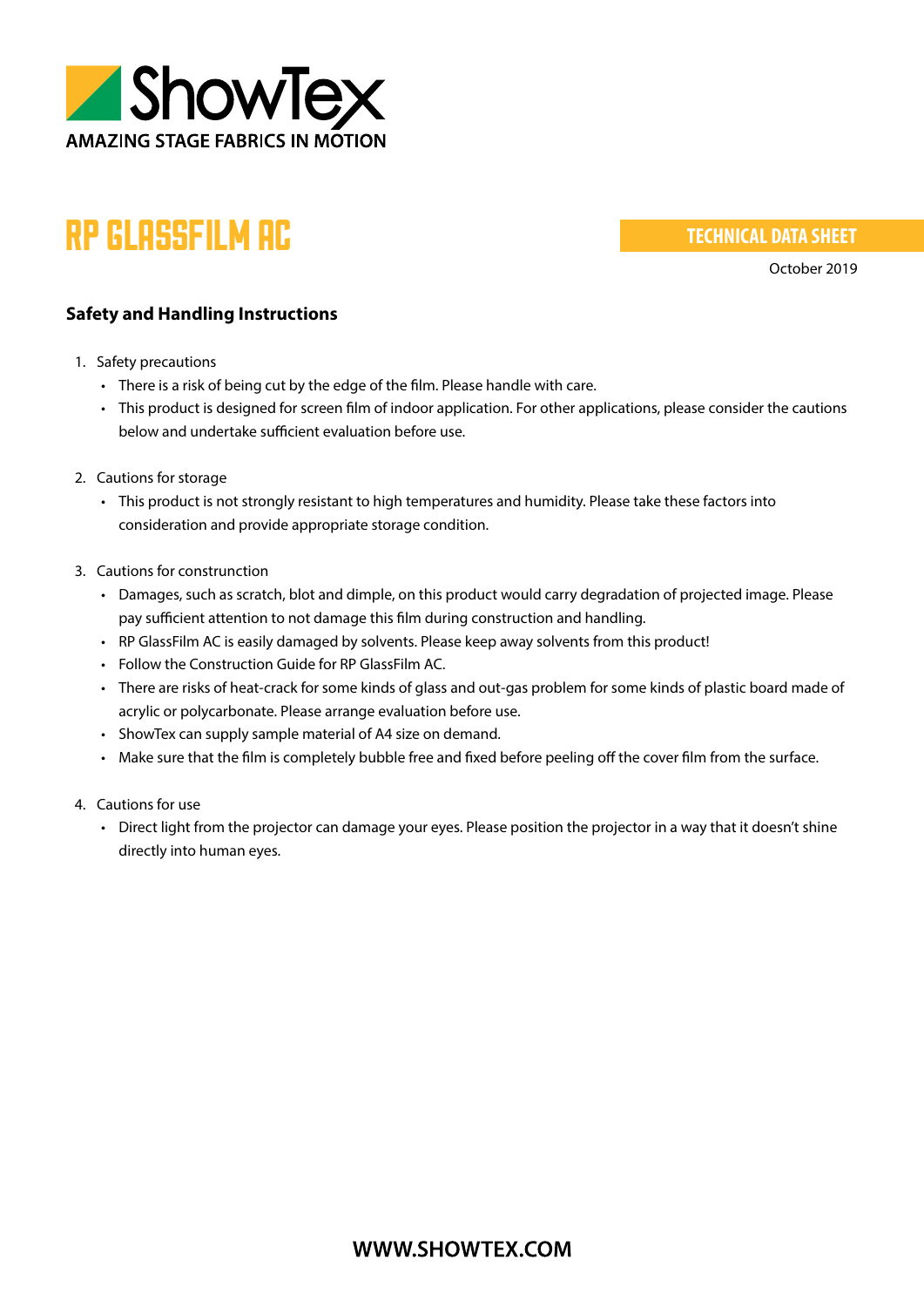# RP GLASSFILM AC

**TECHNICAL DATA SHEET**

October 2019

### Safety and Handling Instructions

1. Safety precautions
   - There is a risk of being cut by the edge of the film. Please handle with care.
   - This product is designed for screen film of indoor application. For other applications, please consider the cautions below and undertake sufficient evaluation before use.

2. Cautions for storage
   - This product is not strongly resistant to high temperatures and humidity. Please take these factors into consideration and provide appropriate storage condition.

3. Cautions for construction
   - Damages, such as scratch, blot and dimple, on this product would carry degradation of projected image. Please pay sufficient attention to not damage this film during construction and handling.
   - RP GlassFilm AC is easily damaged by solvents. Please keep away solvents from this product!
   - Follow the Construction Guide for RP GlassFilm AC.
   - There are risks of heat-crack for some kinds of glass and out-gas problem for some kinds of plastic board made of acrylic or polycarbonate. Please arrange evaluation before use.
   - ShowTex can supply sample material of A4 size on demand.
   - Make sure that the film is completely bubble free and fixed before peeling off the cover film from the surface.

4. Cautions for use
   - Direct light from the projector can damage your eyes. Please position the projector in a way that it doesn't shine directly into human eyes.